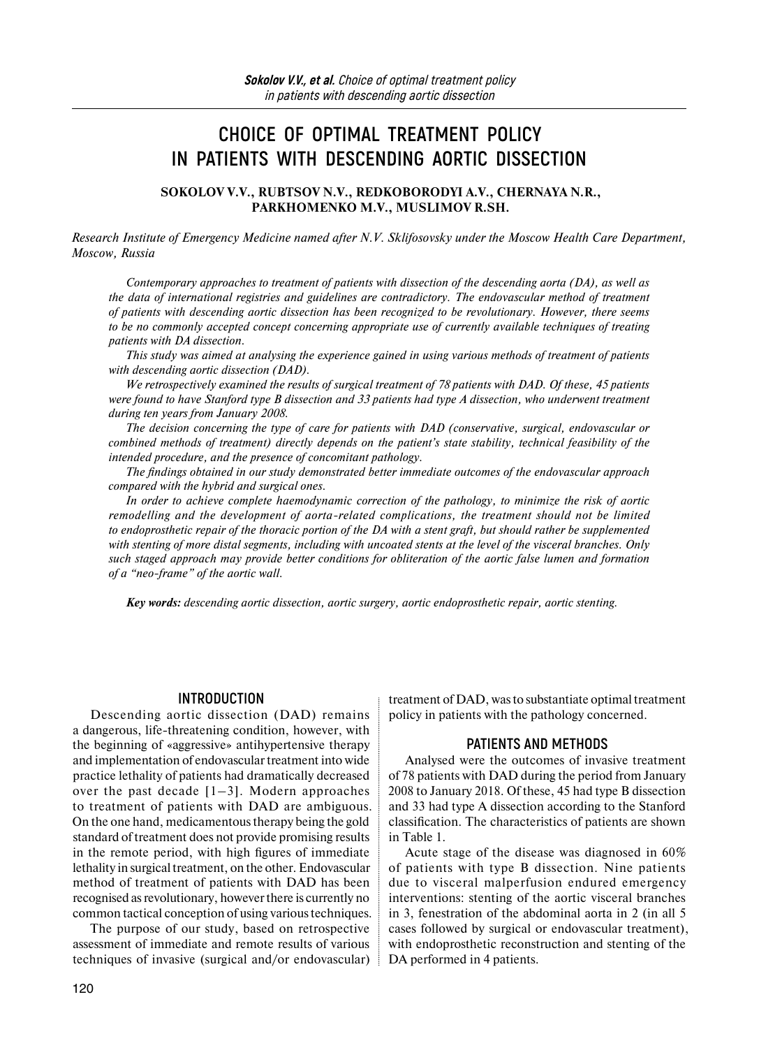# CHOICE OF OPTIMAL TREATMENT POLICY IN PATIENTS WITH DESCENDING AORTIC DISSECTION

**SOKOLOV V.V., RUBTSOV N.V., REDKOBORODYI A.V., CHERNAYA N.R., PARKHOMENKO M.V., MUSLIMOV R.SH.**

*Research Institute of Emergency Medicine named after N.V. Sklifosovsky under the Moscow Health Care Department, Moscow, Russia*

*Contemporary approaches to treatment of patients with dissection of the descending aorta (DA), as well as the data of international registries and guidelines are contradictory. The endovascular method of treatment of patients with descending aortic dissection has been recognized to be revolutionary. However, there seems to be no commonly accepted concept concerning appropriate use of currently available techniques of treating patients with DA dissection.*

*This study was aimed at analysing the experience gained in using various methods of treatment of patients with descending aortic dissection (DAD).*

*We retrospectively examined the results of surgical treatment of 78 patients with DAD. Of these, 45 patients were found to have Stanford type B dissection and 33 patients had type A dissection, who underwent treatment during ten years from January 2008.*

*The decision concerning the type of care for patients with DAD (conservative, surgical, endovascular or combined methods of treatment) directly depends on the patient's state stability, technical feasibility of the intended procedure, and the presence of concomitant pathology.*

*The findings obtained in our study demonstrated better immediate outcomes of the endovascular approach compared with the hybrid and surgical ones.*

*In order to achieve complete haemodynamic correction of the pathology, to minimize the risk of aortic remodelling and the development of aorta-related complications, the treatment should not be limited to endoprosthetic repair of the thoracic portion of the DA with a stent graft, but should rather be supplemented with stenting of more distal segments, including with uncoated stents at the level of the visceral branches. Only such staged approach may provide better conditions for obliteration of the aortic false lumen and formation of a "neo-frame" of the aortic wall.*

***Key words:** descending aortic dissection, aortic surgery, aortic endoprosthetic repair, aortic stenting.*

## INTRODUCTION

Descending aortic dissection (DAD) remains a dangerous, life-threatening condition, however, with the beginning of «aggressive» antihypertensive therapy and implementation of endovascular treatment into wide practice lethality of patients had dramatically decreased over the past decade [1–3]. Modern approaches to treatment of patients with DAD are ambiguous. On the one hand, medicamentous therapy being the gold standard of treatment does not provide promising results in the remote period, with high figures of immediate lethality in surgical treatment, on the other. Endovascular method of treatment of patients with DAD has been recognised as revolutionary, however there is currently no common tactical conception of using various techniques.

The purpose of our study, based on retrospective assessment of immediate and remote results of various techniques of invasive (surgical and/or endovascular) treatment of DAD, was to substantiate optimal treatment policy in patients with the pathology concerned.

## PATIENTS AND METHODS

Analysed were the outcomes of invasive treatment of 78 patients with DAD during the period from January 2008 to January 2018. Of these, 45 had type B dissection and 33 had type A dissection according to the Stanford classification. The characteristics of patients are shown in Table 1.

Acute stage of the disease was diagnosed in 60% of patients with type B dissection. Nine patients due to visceral malperfusion endured emergency interventions: stenting of the aortic visceral branches in 3, fenestration of the abdominal aorta in 2 (in all 5 cases followed by surgical or endovascular treatment), with endoprosthetic reconstruction and stenting of the DA performed in 4 patients.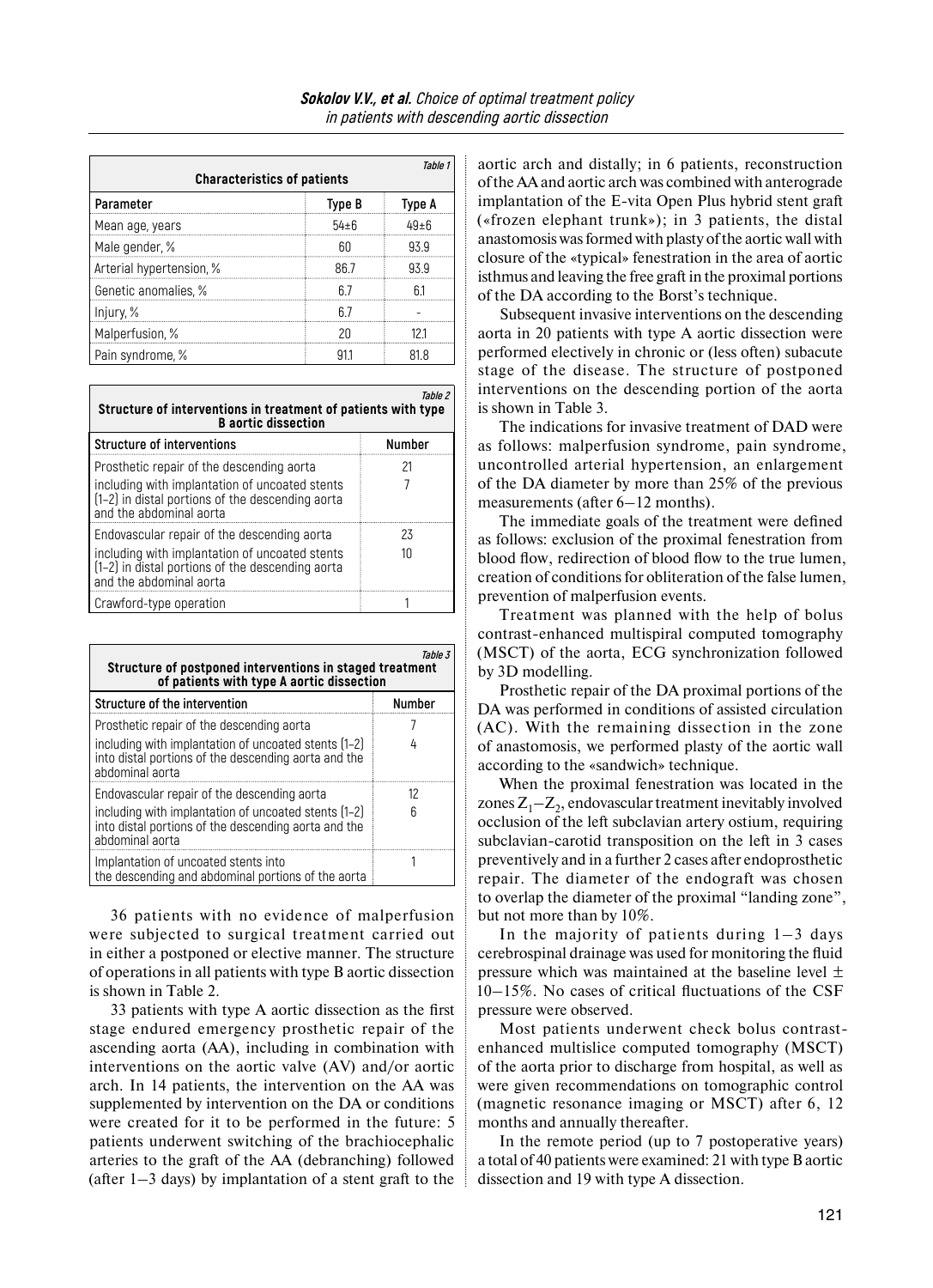Table 1

**Characteristics of patients**

| Parameter | Type B | Type A |
|---|---|---|
| Mean age, years | 54±6 | 49±6 |
| Male gender, % | 60 | 93.9 |
| Arterial hypertension, % | 86.7 | 93.9 |
| Genetic anomalies, % | 6.7 | 6.1 |
| Injury, % | 6.7 | - |
| Malperfusion, % | 20 | 12.1 |
| Pain syndrome, % | 91.1 | 81.8 |

Table 2

**Structure of interventions in treatment of patients with type B aortic dissection**

| Structure of interventions | Number |
|---|---|
| Prosthetic repair of the descending aorta | 21 |
| including with implantation of uncoated stents (1–2) in distal portions of the descending aorta and the abdominal aorta | 7 |
| Endovascular repair of the descending aorta | 23 |
| including with implantation of uncoated stents (1–2) in distal portions of the descending aorta and the abdominal aorta | 10 |
| Crawford-type operation | 1 |

Table 3

**Structure of postponed interventions in staged treatment of patients with type A aortic dissection**

| Structure of the intervention | Number |
|---|---|
| Prosthetic repair of the descending aorta | 7 |
| including with implantation of uncoated stents (1–2) into distal portions of the descending aorta and the abdominal aorta | 4 |
| Endovascular repair of the descending aorta | 12 |
| including with implantation of uncoated stents (1–2) into distal portions of the descending aorta and the abdominal aorta | 6 |
| Implantation of uncoated stents into the descending and abdominal portions of the aorta | 1 |

36 patients with no evidence of malperfusion were subjected to surgical treatment carried out in either a postponed or elective manner. The structure of operations in all patients with type B aortic dissection is shown in Table 2.

33 patients with type A aortic dissection as the first stage endured emergency prosthetic repair of the ascending aorta (AA), including in combination with interventions on the aortic valve (AV) and/or aortic arch. In 14 patients, the intervention on the AA was supplemented by intervention on the DA or conditions were created for it to be performed in the future: 5 patients underwent switching of the brachiocephalic arteries to the graft of the AA (debranching) followed (after 1–3 days) by implantation of a stent graft to the aortic arch and distally; in 6 patients, reconstruction of the AA and aortic arch was combined with anterograde implantation of the E-vita Open Plus hybrid stent graft («frozen elephant trunk»); in 3 patients, the distal anastomosis was formed with plasty of the aortic wall with closure of the «typical» fenestration in the area of aortic isthmus and leaving the free graft in the proximal portions of the DA according to the Borst's technique.

Subsequent invasive interventions on the descending aorta in 20 patients with type A aortic dissection were performed electively in chronic or (less often) subacute stage of the disease. The structure of postponed interventions on the descending portion of the aorta is shown in Table 3.

The indications for invasive treatment of DAD were as follows: malperfusion syndrome, pain syndrome, uncontrolled arterial hypertension, an enlargement of the DA diameter by more than 25% of the previous measurements (after 6–12 months).

The immediate goals of the treatment were defined as follows: exclusion of the proximal fenestration from blood flow, redirection of blood flow to the true lumen, creation of conditions for obliteration of the false lumen, prevention of malperfusion events.

Treatment was planned with the help of bolus contrast-enhanced multispiral computed tomography (MSCT) of the aorta, ECG synchronization followed by 3D modelling.

Prosthetic repair of the DA proximal portions of the DA was performed in conditions of assisted circulation (AC). With the remaining dissection in the zone of anastomosis, we performed plasty of the aortic wall according to the «sandwich» technique.

When the proximal fenestration was located in the zones $Z_1$–$Z_2$, endovascular treatment inevitably involved occlusion of the left subclavian artery ostium, requiring subclavian-carotid transposition on the left in 3 cases preventively and in a further 2 cases after endoprosthetic repair. The diameter of the endograft was chosen to overlap the diameter of the proximal "landing zone", but not more than by 10%.

In the majority of patients during 1–3 days cerebrospinal drainage was used for monitoring the fluid pressure which was maintained at the baseline level ± 10–15%. No cases of critical fluctuations of the CSF pressure were observed.

Most patients underwent check bolus contrast-enhanced multislice computed tomography (MSCT) of the aorta prior to discharge from hospital, as well as were given recommendations on tomographic control (magnetic resonance imaging or MSCT) after 6, 12 months and annually thereafter.

In the remote period (up to 7 postoperative years) a total of 40 patients were examined: 21 with type B aortic dissection and 19 with type A dissection.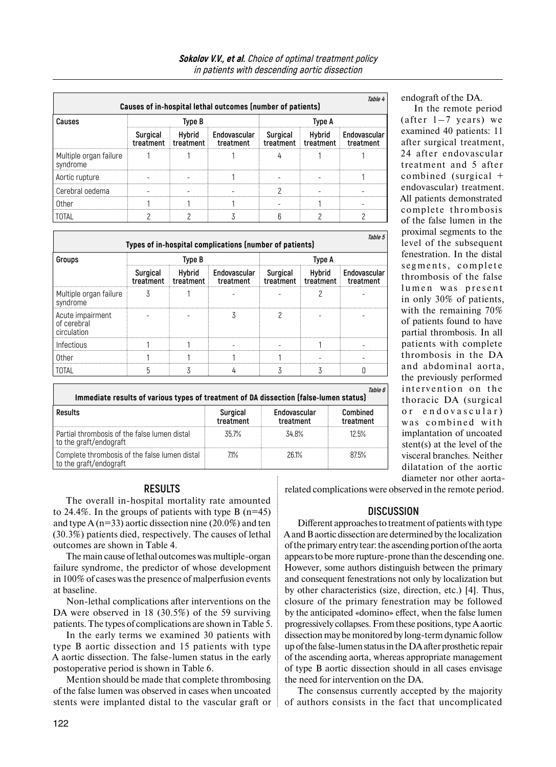Table 4

**Causes of in-hospital lethal outcomes (number of patients)**

| Causes | Type B | | | Type A | | |
|---|---|---|---|---|---|---|
| | Surgical treatment | Hybrid treatment | Endovascular treatment | Surgical treatment | Hybrid treatment | Endovascular treatment |
| Multiple organ failure syndrome | 1 | 1 | 1 | 4 | 1 | 1 |
| Aortic rupture | - | - | 1 | - | - | 1 |
| Cerebral oedema | - | - | - | 2 | - | - |
| Other | 1 | 1 | 1 | - | 1 | - |
| TOTAL | 2 | 2 | 3 | 6 | 2 | 2 |

Table 5

**Types of in-hospital complications (number of patients)**

| Groups | Type B | | | Type A | | |
|---|---|---|---|---|---|---|
| | Surgical treatment | Hybrid treatment | Endovascular treatment | Surgical treatment | Hybrid treatment | Endovascular treatment |
| Multiple organ failure syndrome | 3 | 1 | - | - | 2 | - |
| Acute impairment of cerebral circulation | - | - | 3 | 2 | - | - |
| Infectious | 1 | 1 | - | - | 1 | - |
| Other | 1 | 1 | 1 | 1 | - | - |
| TOTAL | 5 | 3 | 4 | 3 | 3 | 0 |

Table 6

**Immediate results of various types of treatment of DA dissection (false-lumen status)**

| Results | Surgical treatment | Endovascular treatment | Combined treatment |
|---|---|---|---|
| Partial thrombosis of the false lumen distal to the graft/endograft | 35.7% | 34.8% | 12.5% |
| Complete thrombosis of the false lumen distal to the graft/endograft | 7.1% | 26.1% | 87.5% |

## RESULTS

The overall in-hospital mortality rate amounted to 24.4%. In the groups of patients with type B (n=45) and type A (n=33) aortic dissection nine (20.0%) and ten (30.3%) patients died, respectively. The causes of lethal outcomes are shown in Table 4.

The main cause of lethal outcomes was multiple-organ failure syndrome, the predictor of whose development in 100% of cases was the presence of malperfusion events at baseline.

Non-lethal complications after interventions on the DA were observed in 18 (30.5%) of the 59 surviving patients. The types of complications are shown in Table 5.

In the early terms we examined 30 patients with type B aortic dissection and 15 patients with type A aortic dissection. The false-lumen status in the early postoperative period is shown in Table 6.

Mention should be made that complete thrombosing of the false lumen was observed in cases when uncoated stents were implanted distal to the vascular graft or endograft of the DA.

In the remote period (after 1–7 years) we examined 40 patients: 11 after surgical treatment, 24 after endovascular treatment and 5 after combined (surgical + endovascular) treatment. All patients demonstrated complete thrombosis of the false lumen in the proximal segments to the level of the subsequent fenestration. In the distal segments, complete thrombosis of the false lumen was present in only 30% of patients, with the remaining 70% of patients found to have partial thrombosis. In all patients with complete thrombosis in the DA and abdominal aorta, the previously performed intervention on the thoracic DA (surgical or endovascular) was combined with implantation of uncoated stent(s) at the level of the visceral branches. Neither dilatation of the aortic diameter nor other aorta-related complications were observed in the remote period.

## DISCUSSION

Different approaches to treatment of patients with type A and B aortic dissection are determined by the localization of the primary entry tear: the ascending portion of the aorta appears to be more rupture-prone than the descending one. However, some authors distinguish between the primary and consequent fenestrations not only by localization but by other characteristics (size, direction, etc.) [4]. Thus, closure of the primary fenestration may be followed by the anticipated «domino» effect, when the false lumen progressively collapses. From these positions, type A aortic dissection may be monitored by long-term dynamic follow up of the false-lumen status in the DA after prosthetic repair of the ascending aorta, whereas appropriate management of type B aortic dissection should in all cases envisage the need for intervention on the DA.

The consensus currently accepted by the majority of authors consists in the fact that uncomplicated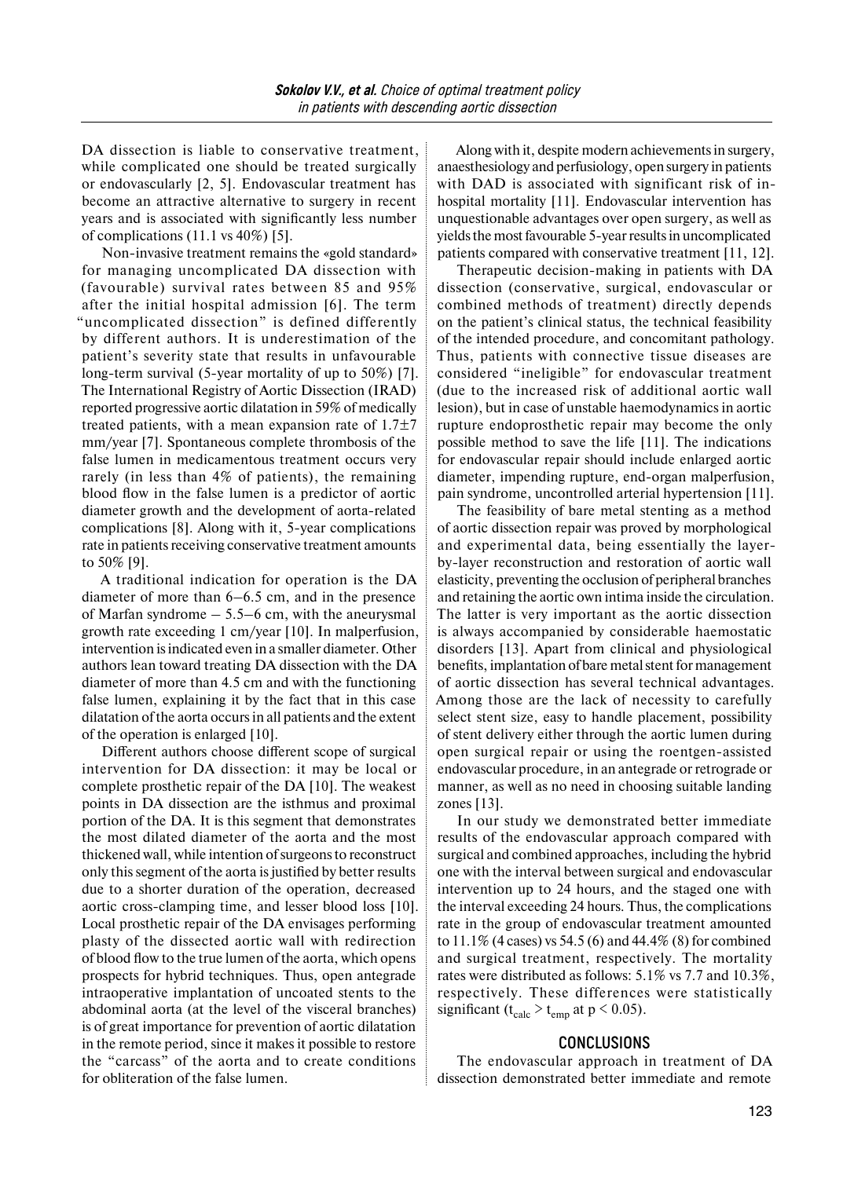DA dissection is liable to conservative treatment, while complicated one should be treated surgically or endovascularly [2, 5]. Endovascular treatment has become an attractive alternative to surgery in recent years and is associated with significantly less number of complications (11.1 vs 40%) [5].

Non-invasive treatment remains the «gold standard» for managing uncomplicated DA dissection with (favourable) survival rates between 85 and 95% after the initial hospital admission [6]. The term "uncomplicated dissection" is defined differently by different authors. It is underestimation of the patient's severity state that results in unfavourable long-term survival (5-year mortality of up to 50%) [7]. The International Registry of Aortic Dissection (IRAD) reported progressive aortic dilatation in 59% of medically treated patients, with a mean expansion rate of 1.7±7 mm/year [7]. Spontaneous complete thrombosis of the false lumen in medicamentous treatment occurs very rarely (in less than 4% of patients), the remaining blood flow in the false lumen is a predictor of aortic diameter growth and the development of aorta-related complications [8]. Along with it, 5-year complications rate in patients receiving conservative treatment amounts to 50% [9].

A traditional indication for operation is the DA diameter of more than 6–6.5 cm, and in the presence of Marfan syndrome – 5.5–6 cm, with the aneurysmal growth rate exceeding 1 cm/year [10]. In malperfusion, intervention is indicated even in a smaller diameter. Other authors lean toward treating DA dissection with the DA diameter of more than 4.5 cm and with the functioning false lumen, explaining it by the fact that in this case dilatation of the aorta occurs in all patients and the extent of the operation is enlarged [10].

Different authors choose different scope of surgical intervention for DA dissection: it may be local or complete prosthetic repair of the DA [10]. The weakest points in DA dissection are the isthmus and proximal portion of the DA. It is this segment that demonstrates the most dilated diameter of the aorta and the most thickened wall, while intention of surgeons to reconstruct only this segment of the aorta is justified by better results due to a shorter duration of the operation, decreased aortic cross-clamping time, and lesser blood loss [10]. Local prosthetic repair of the DA envisages performing plasty of the dissected aortic wall with redirection of blood flow to the true lumen of the aorta, which opens prospects for hybrid techniques. Thus, open antegrade intraoperative implantation of uncoated stents to the abdominal aorta (at the level of the visceral branches) is of great importance for prevention of aortic dilatation in the remote period, since it makes it possible to restore the "carcass" of the aorta and to create conditions for obliteration of the false lumen.

Along with it, despite modern achievements in surgery, anaesthesiology and perfusiology, open surgery in patients with DAD is associated with significant risk of in-hospital mortality [11]. Endovascular intervention has unquestionable advantages over open surgery, as well as yields the most favourable 5-year results in uncomplicated patients compared with conservative treatment [11, 12].

Therapeutic decision-making in patients with DA dissection (conservative, surgical, endovascular or combined methods of treatment) directly depends on the patient's clinical status, the technical feasibility of the intended procedure, and concomitant pathology. Thus, patients with connective tissue diseases are considered "ineligible" for endovascular treatment (due to the increased risk of additional aortic wall lesion), but in case of unstable haemodynamics in aortic rupture endoprosthetic repair may become the only possible method to save the life [11]. The indications for endovascular repair should include enlarged aortic diameter, impending rupture, end-organ malperfusion, pain syndrome, uncontrolled arterial hypertension [11].

The feasibility of bare metal stenting as a method of aortic dissection repair was proved by morphological and experimental data, being essentially the layer-by-layer reconstruction and restoration of aortic wall elasticity, preventing the occlusion of peripheral branches and retaining the aortic own intima inside the circulation. The latter is very important as the aortic dissection is always accompanied by considerable haemostatic disorders [13]. Apart from clinical and physiological benefits, implantation of bare metal stent for management of aortic dissection has several technical advantages. Among those are the lack of necessity to carefully select stent size, easy to handle placement, possibility of stent delivery either through the aortic lumen during open surgical repair or using the roentgen-assisted endovascular procedure, in an antegrade or retrograde or manner, as well as no need in choosing suitable landing zones [13].

In our study we demonstrated better immediate results of the endovascular approach compared with surgical and combined approaches, including the hybrid one with the interval between surgical and endovascular intervention up to 24 hours, and the staged one with the interval exceeding 24 hours. Thus, the complications rate in the group of endovascular treatment amounted to 11.1% (4 cases) vs 54.5 (6) and 44.4% (8) for combined and surgical treatment, respectively. The mortality rates were distributed as follows: 5.1% vs 7.7 and 10.3%, respectively. These differences were statistically significant ($t_{calc} > t_{emp}$ at $p < 0.05$).

## CONCLUSIONS

The endovascular approach in treatment of DA dissection demonstrated better immediate and remote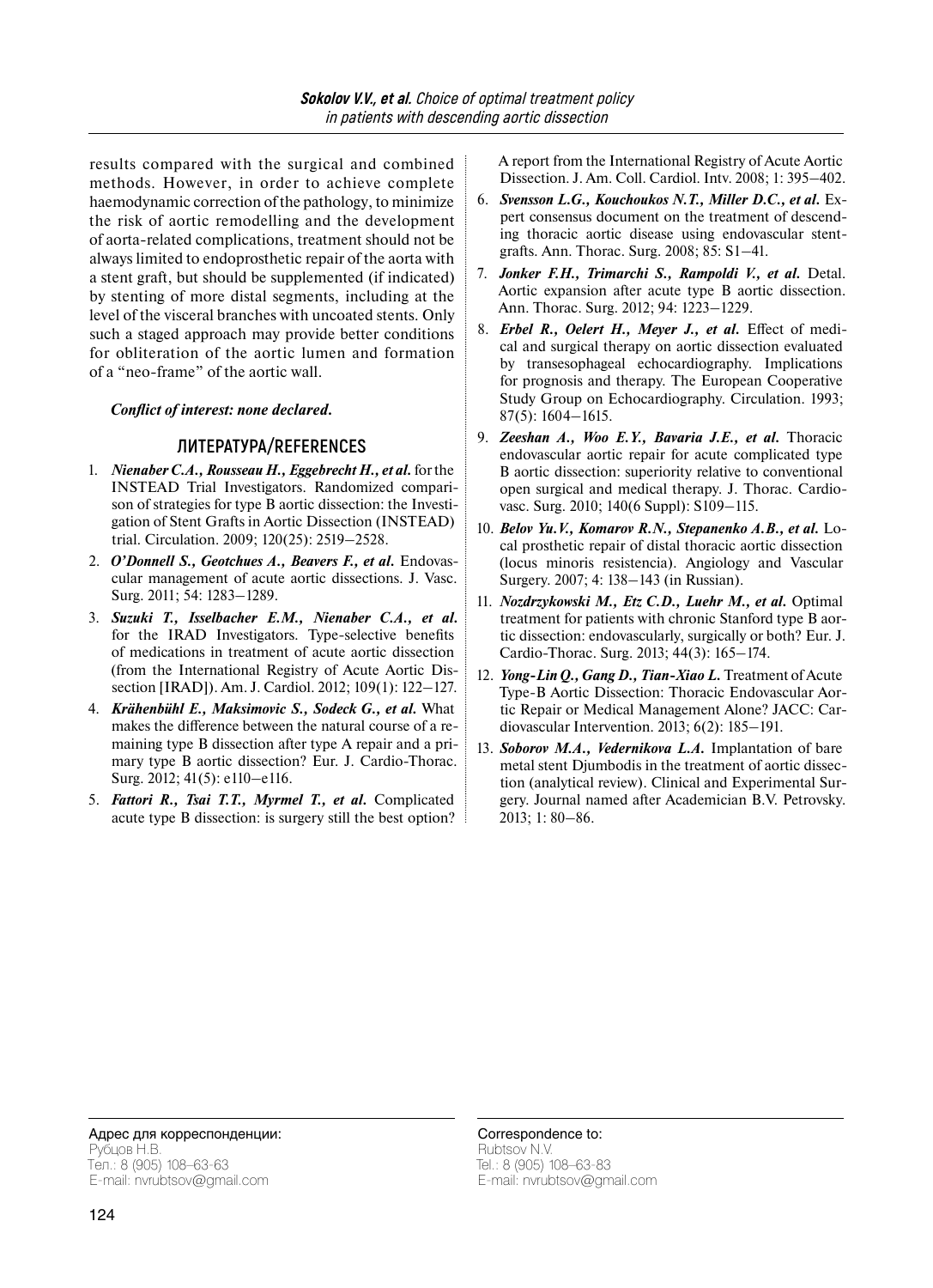results compared with the surgical and combined methods. However, in order to achieve complete haemodynamic correction of the pathology, to minimize the risk of aortic remodelling and the development of aorta-related complications, treatment should not be always limited to endoprosthetic repair of the aorta with a stent graft, but should be supplemented (if indicated) by stenting of more distal segments, including at the level of the visceral branches with uncoated stents. Only such a staged approach may provide better conditions for obliteration of the aortic lumen and formation of a "neo-frame" of the aortic wall.

***Conflict of interest: none declared.***

## ЛИТЕРАТУРА/REFERENCES

1. ***Nienaber C.A., Rousseau H., Eggebrecht H., et al.*** for the INSTEAD Trial Investigators. Randomized comparison of strategies for type B aortic dissection: the Investigation of Stent Grafts in Aortic Dissection (INSTEAD) trial. Circulation. 2009; 120(25): 2519–2528.
2. ***O'Donnell S., Geotchues A., Beavers F., et al.*** Endovascular management of acute aortic dissections. J. Vasc. Surg. 2011; 54: 1283–1289.
3. ***Suzuki T., Isselbacher E.M., Nienaber C.A., et al.*** for the IRAD Investigators. Type-selective benefits of medications in treatment of acute aortic dissection (from the International Registry of Acute Aortic Dissection [IRAD]). Am. J. Cardiol. 2012; 109(1): 122–127.
4. ***Krähenbühl E., Maksimovic S., Sodeck G., et al.*** What makes the difference between the natural course of a remaining type B dissection after type A repair and a primary type B aortic dissection? Eur. J. Cardio-Thorac. Surg. 2012; 41(5): e110–e116.
5. ***Fattori R., Tsai T.T., Myrmel T., et al.*** Complicated acute type B dissection: is surgery still the best option? A report from the International Registry of Acute Aortic Dissection. J. Am. Coll. Cardiol. Intv. 2008; 1: 395–402.
6. ***Svensson L.G., Kouchoukos N.T., Miller D.C., et al.*** Expert consensus document on the treatment of descending thoracic aortic disease using endovascular stent-grafts. Ann. Thorac. Surg. 2008; 85: S1–41.
7. ***Jonker F.H., Trimarchi S., Rampoldi V., et al.*** Detal. Aortic expansion after acute type B aortic dissection. Ann. Thorac. Surg. 2012; 94: 1223–1229.
8. ***Erbel R., Oelert H., Meyer J., et al.*** Effect of medical and surgical therapy on aortic dissection evaluated by transesophageal echocardiography. Implications for prognosis and therapy. The European Cooperative Study Group on Echocardiography. Circulation. 1993; 87(5): 1604–1615.
9. ***Zeeshan A., Woo E.Y., Bavaria J.E., et al.*** Thoracic endovascular aortic repair for acute complicated type B aortic dissection: superiority relative to conventional open surgical and medical therapy. J. Thorac. Cardiovasc. Surg. 2010; 140(6 Suppl): S109–115.
10. ***Belov Yu.V., Komarov R.N., Stepanenko A.B., et al.*** Local prosthetic repair of distal thoracic aortic dissection (locus minoris resistencia). Angiology and Vascular Surgery. 2007; 4: 138–143 (in Russian).
11. ***Nozdrzykowski M., Etz C.D., Luehr M., et al.*** Optimal treatment for patients with chronic Stanford type B aortic dissection: endovascularly, surgically or both? Eur. J. Cardio-Thorac. Surg. 2013; 44(3): 165–174.
12. ***Yong-Lin Q., Gang D., Tian-Xiao L.*** Treatment of Acute Type-B Aortic Dissection: Thoracic Endovascular Aortic Repair or Medical Management Alone? JACC: Cardiovascular Intervention. 2013; 6(2): 185–191.
13. ***Soborov M.A., Vedernikova L.A.*** Implantation of bare metal stent Djumbodis in the treatment of aortic dissection (analytical review). Clinical and Experimental Surgery. Journal named after Academician B.V. Petrovsky. 2013; 1: 80–86.

Адрес для корреспонденции:
Рубцов Н.В.
Тел.: 8 (905) 108-63-63
E-mail: nvrubtsov@gmail.com

Correspondence to:
Rubtsov N.V.
Tel.: 8 (905) 108-63-83
E-mail: nvrubtsov@gmail.com